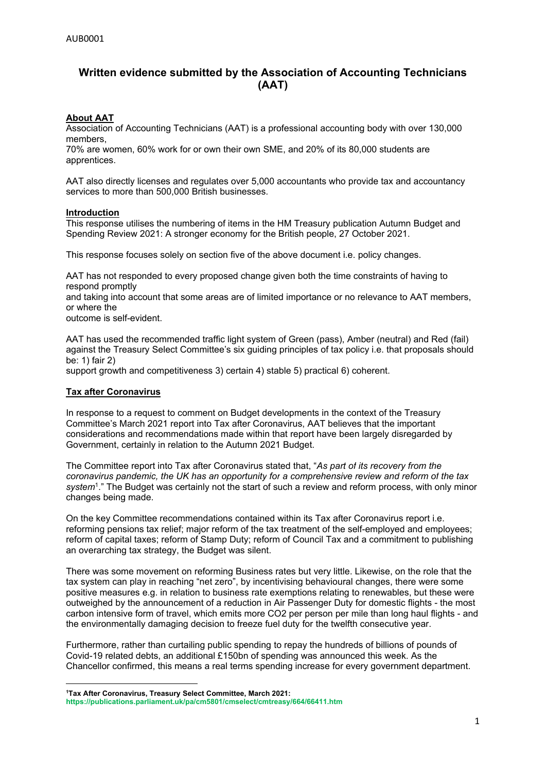# Written evidence submitted by the Association of Accounting Technicians (AAT)

## About AAT

Association of Accounting Technicians (AAT) is a professional accounting body with over 130,000 members,
70% are women, 60% work for or own their own SME, and 20% of its 80,000 students are apprentices.

AAT also directly licenses and regulates over 5,000 accountants who provide tax and accountancy services to more than 500,000 British businesses.

## Introduction

This response utilises the numbering of items in the HM Treasury publication Autumn Budget and Spending Review 2021: A stronger economy for the British people, 27 October 2021.

This response focuses solely on section five of the above document i.e. policy changes.

AAT has not responded to every proposed change given both the time constraints of having to respond promptly
and taking into account that some areas are of limited importance or no relevance to AAT members, or where the
outcome is self-evident.

AAT has used the recommended traffic light system of Green (pass), Amber (neutral) and Red (fail) against the Treasury Select Committee's six guiding principles of tax policy i.e. that proposals should be: 1) fair 2)
support growth and competitiveness 3) certain 4) stable 5) practical 6) coherent.

## Tax after Coronavirus

In response to a request to comment on Budget developments in the context of the Treasury Committee's March 2021 report into Tax after Coronavirus, AAT believes that the important considerations and recommendations made within that report have been largely disregarded by Government, certainly in relation to the Autumn 2021 Budget.

The Committee report into Tax after Coronavirus stated that, "*As part of its recovery from the coronavirus pandemic, the UK has an opportunity for a comprehensive review and reform of the tax system*[1]." The Budget was certainly not the start of such a review and reform process, with only minor changes being made.

On the key Committee recommendations contained within its Tax after Coronavirus report i.e. reforming pensions tax relief; major reform of the tax treatment of the self-employed and employees; reform of capital taxes; reform of Stamp Duty; reform of Council Tax and a commitment to publishing an overarching tax strategy, the Budget was silent.

There was some movement on reforming Business rates but very little. Likewise, on the role that the tax system can play in reaching "net zero", by incentivising behavioural changes, there were some positive measures e.g. in relation to business rate exemptions relating to renewables, but these were outweighed by the announcement of a reduction in Air Passenger Duty for domestic flights - the most carbon intensive form of travel, which emits more CO2 per person per mile than long haul flights - and the environmentally damaging decision to freeze fuel duty for the twelfth consecutive year.

Furthermore, rather than curtailing public spending to repay the hundreds of billions of pounds of Covid-19 related debts, an additional £150bn of spending was announced this week. As the Chancellor confirmed, this means a real terms spending increase for every government department.

---

**[1]Tax After Coronavirus, Treasury Select Committee, March 2021:**
**https://publications.parliament.uk/pa/cm5801/cmselect/cmtreasy/664/66411.htm**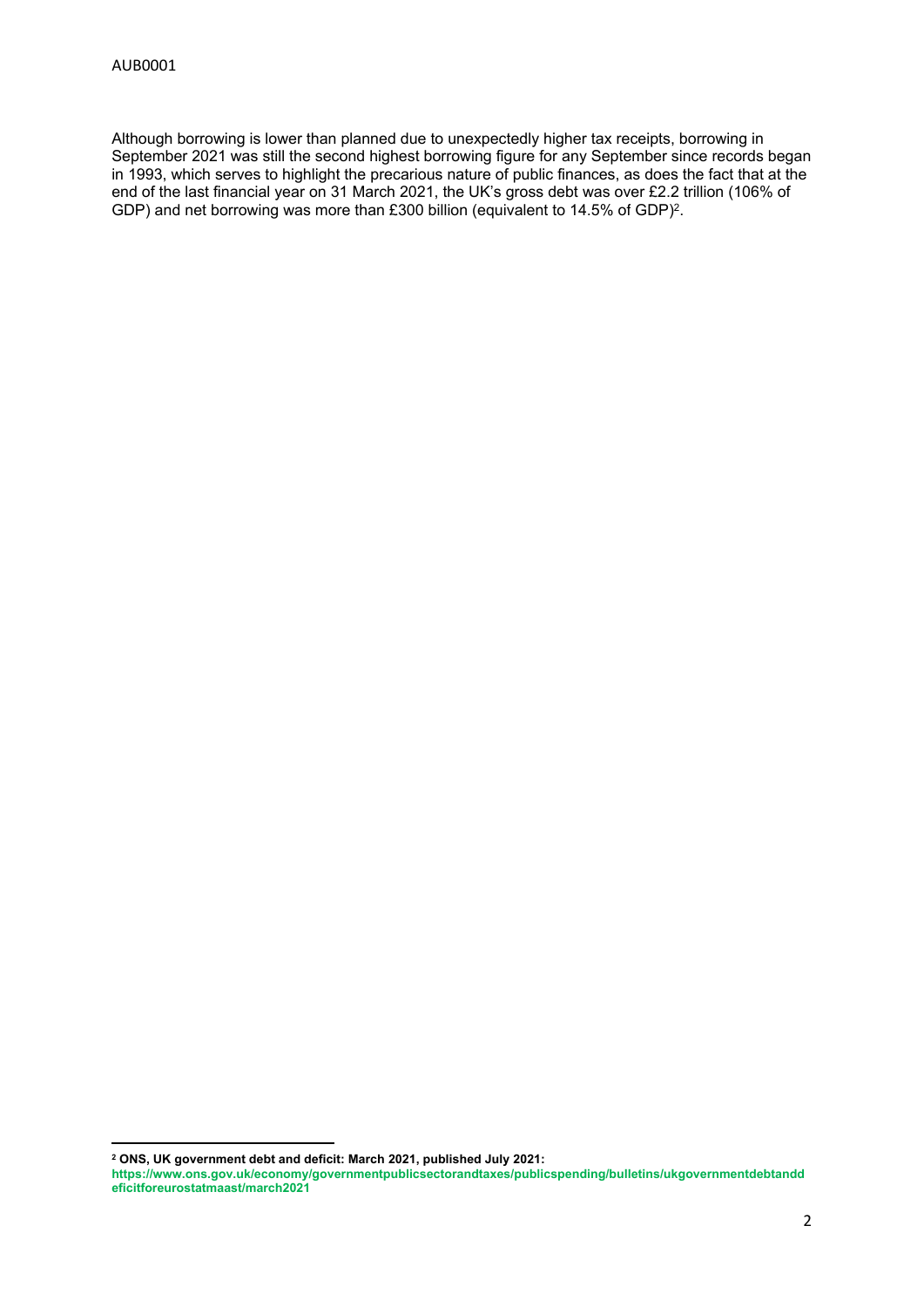Although borrowing is lower than planned due to unexpectedly higher tax receipts, borrowing in September 2021 was still the second highest borrowing figure for any September since records began in 1993, which serves to highlight the precarious nature of public finances, as does the fact that at the end of the last financial year on 31 March 2021, the UK's gross debt was over £2.2 trillion (106% of GDP) and net borrowing was more than £300 billion (equivalent to 14.5% of GDP)[2].

---

[2] **ONS, UK government debt and deficit: March 2021, published July 2021:**
**https://www.ons.gov.uk/economy/governmentpublicsectorandtaxes/publicspending/bulletins/ukgovernmentdebtanddeficitforeurostatmaast/march2021**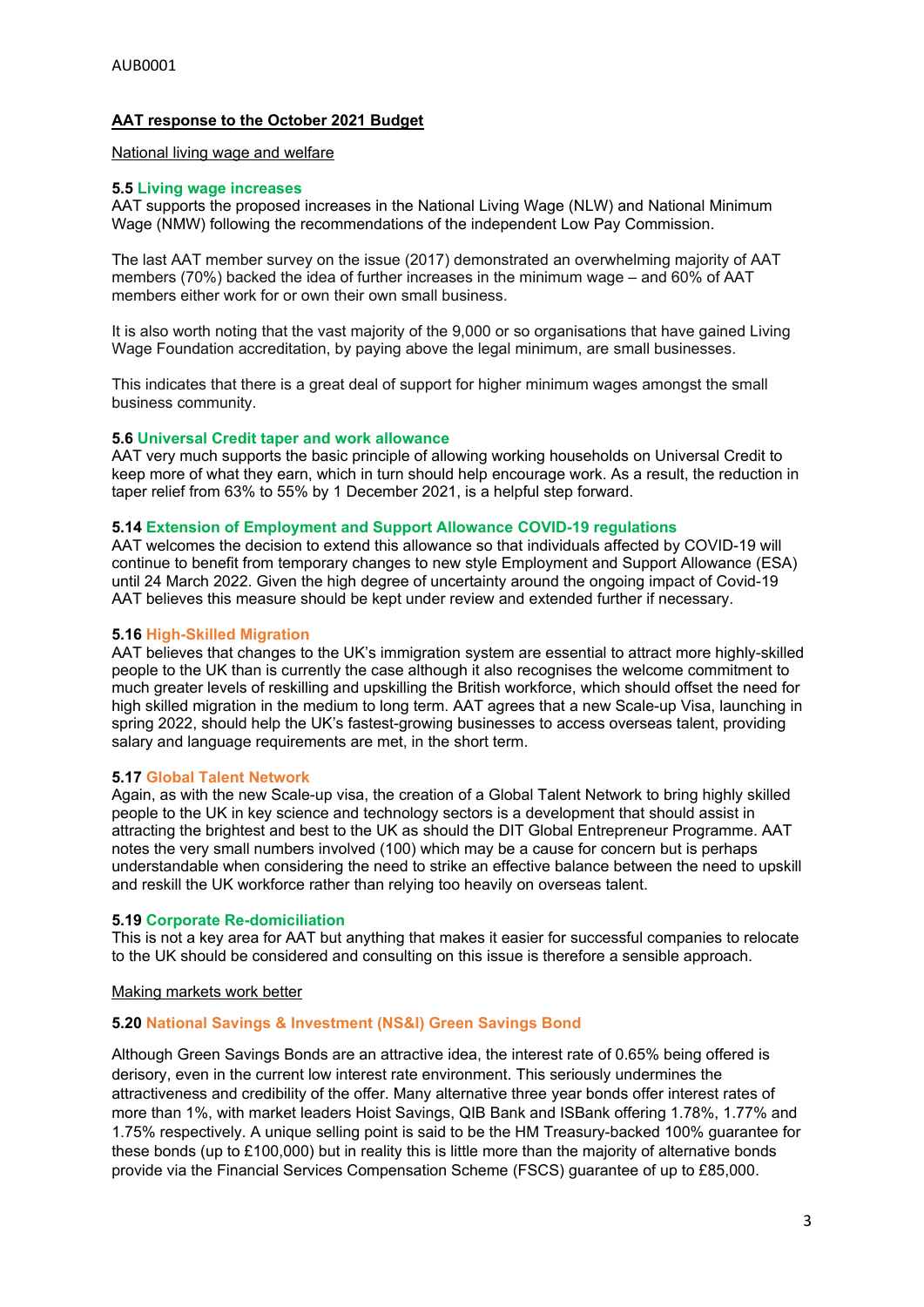AUB0001

## AAT response to the October 2021 Budget

### National living wage and welfare

**5.5 Living wage increases**

AAT supports the proposed increases in the National Living Wage (NLW) and National Minimum Wage (NMW) following the recommendations of the independent Low Pay Commission.

The last AAT member survey on the issue (2017) demonstrated an overwhelming majority of AAT members (70%) backed the idea of further increases in the minimum wage – and 60% of AAT members either work for or own their own small business.

It is also worth noting that the vast majority of the 9,000 or so organisations that have gained Living Wage Foundation accreditation, by paying above the legal minimum, are small businesses.

This indicates that there is a great deal of support for higher minimum wages amongst the small business community.

**5.6 Universal Credit taper and work allowance**

AAT very much supports the basic principle of allowing working households on Universal Credit to keep more of what they earn, which in turn should help encourage work. As a result, the reduction in taper relief from 63% to 55% by 1 December 2021, is a helpful step forward.

**5.14 Extension of Employment and Support Allowance COVID-19 regulations**

AAT welcomes the decision to extend this allowance so that individuals affected by COVID-19 will continue to benefit from temporary changes to new style Employment and Support Allowance (ESA) until 24 March 2022. Given the high degree of uncertainty around the ongoing impact of Covid-19 AAT believes this measure should be kept under review and extended further if necessary.

**5.16 High-Skilled Migration**

AAT believes that changes to the UK's immigration system are essential to attract more highly-skilled people to the UK than is currently the case although it also recognises the welcome commitment to much greater levels of reskilling and upskilling the British workforce, which should offset the need for high skilled migration in the medium to long term. AAT agrees that a new Scale-up Visa, launching in spring 2022, should help the UK's fastest-growing businesses to access overseas talent, providing salary and language requirements are met, in the short term.

**5.17 Global Talent Network**

Again, as with the new Scale-up visa, the creation of a Global Talent Network to bring highly skilled people to the UK in key science and technology sectors is a development that should assist in attracting the brightest and best to the UK as should the DIT Global Entrepreneur Programme. AAT notes the very small numbers involved (100) which may be a cause for concern but is perhaps understandable when considering the need to strike an effective balance between the need to upskill and reskill the UK workforce rather than relying too heavily on overseas talent.

**5.19 Corporate Re-domiciliation**

This is not a key area for AAT but anything that makes it easier for successful companies to relocate to the UK should be considered and consulting on this issue is therefore a sensible approach.

### Making markets work better

**5.20 National Savings & Investment (NS&I) Green Savings Bond**

Although Green Savings Bonds are an attractive idea, the interest rate of 0.65% being offered is derisory, even in the current low interest rate environment. This seriously undermines the attractiveness and credibility of the offer. Many alternative three year bonds offer interest rates of more than 1%, with market leaders Hoist Savings, QIB Bank and ISBank offering 1.78%, 1.77% and 1.75% respectively. A unique selling point is said to be the HM Treasury-backed 100% guarantee for these bonds (up to £100,000) but in reality this is little more than the majority of alternative bonds provide via the Financial Services Compensation Scheme (FSCS) guarantee of up to £85,000.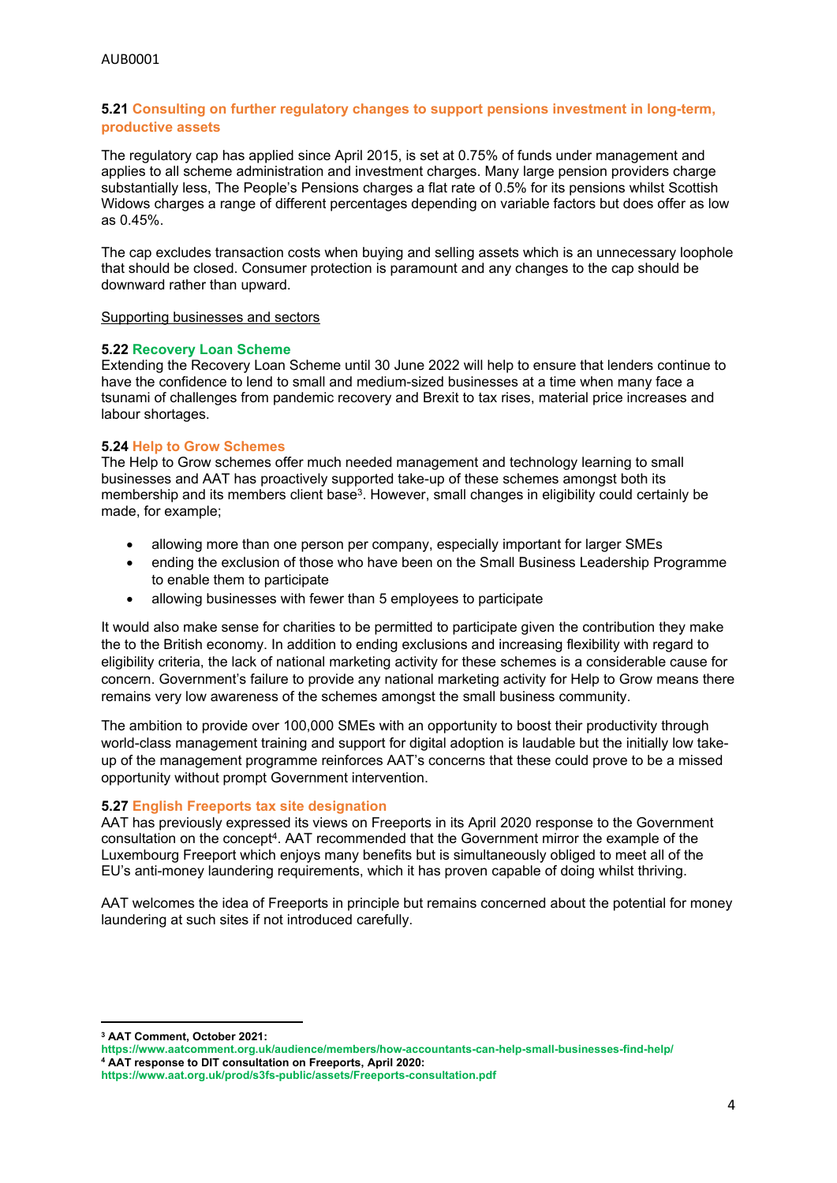### 5.21 Consulting on further regulatory changes to support pensions investment in long-term, productive assets

The regulatory cap has applied since April 2015, is set at 0.75% of funds under management and applies to all scheme administration and investment charges. Many large pension providers charge substantially less, The People's Pensions charges a flat rate of 0.5% for its pensions whilst Scottish Widows charges a range of different percentages depending on variable factors but does offer as low as 0.45%.

The cap excludes transaction costs when buying and selling assets which is an unnecessary loophole that should be closed. Consumer protection is paramount and any changes to the cap should be downward rather than upward.

Supporting businesses and sectors

### 5.22 Recovery Loan Scheme

Extending the Recovery Loan Scheme until 30 June 2022 will help to ensure that lenders continue to have the confidence to lend to small and medium-sized businesses at a time when many face a tsunami of challenges from pandemic recovery and Brexit to tax rises, material price increases and labour shortages.

### 5.24 Help to Grow Schemes

The Help to Grow schemes offer much needed management and technology learning to small businesses and AAT has proactively supported take-up of these schemes amongst both its membership and its members client base[3]. However, small changes in eligibility could certainly be made, for example;

- allowing more than one person per company, especially important for larger SMEs
- ending the exclusion of those who have been on the Small Business Leadership Programme to enable them to participate
- allowing businesses with fewer than 5 employees to participate

It would also make sense for charities to be permitted to participate given the contribution they make the to the British economy. In addition to ending exclusions and increasing flexibility with regard to eligibility criteria, the lack of national marketing activity for these schemes is a considerable cause for concern. Government's failure to provide any national marketing activity for Help to Grow means there remains very low awareness of the schemes amongst the small business community.

The ambition to provide over 100,000 SMEs with an opportunity to boost their productivity through world-class management training and support for digital adoption is laudable but the initially low take-up of the management programme reinforces AAT's concerns that these could prove to be a missed opportunity without prompt Government intervention.

### 5.27 English Freeports tax site designation

AAT has previously expressed its views on Freeports in its April 2020 response to the Government consultation on the concept[4]. AAT recommended that the Government mirror the example of the Luxembourg Freeport which enjoys many benefits but is simultaneously obliged to meet all of the EU's anti-money laundering requirements, which it has proven capable of doing whilst thriving.

AAT welcomes the idea of Freeports in principle but remains concerned about the potential for money laundering at such sites if not introduced carefully.

---

[3] **AAT Comment, October 2021:**
https://www.aatcomment.org.uk/audience/members/how-accountants-can-help-small-businesses-find-help/

[4] **AAT response to DIT consultation on Freeports, April 2020:**
https://www.aat.org.uk/prod/s3fs-public/assets/Freeports-consultation.pdf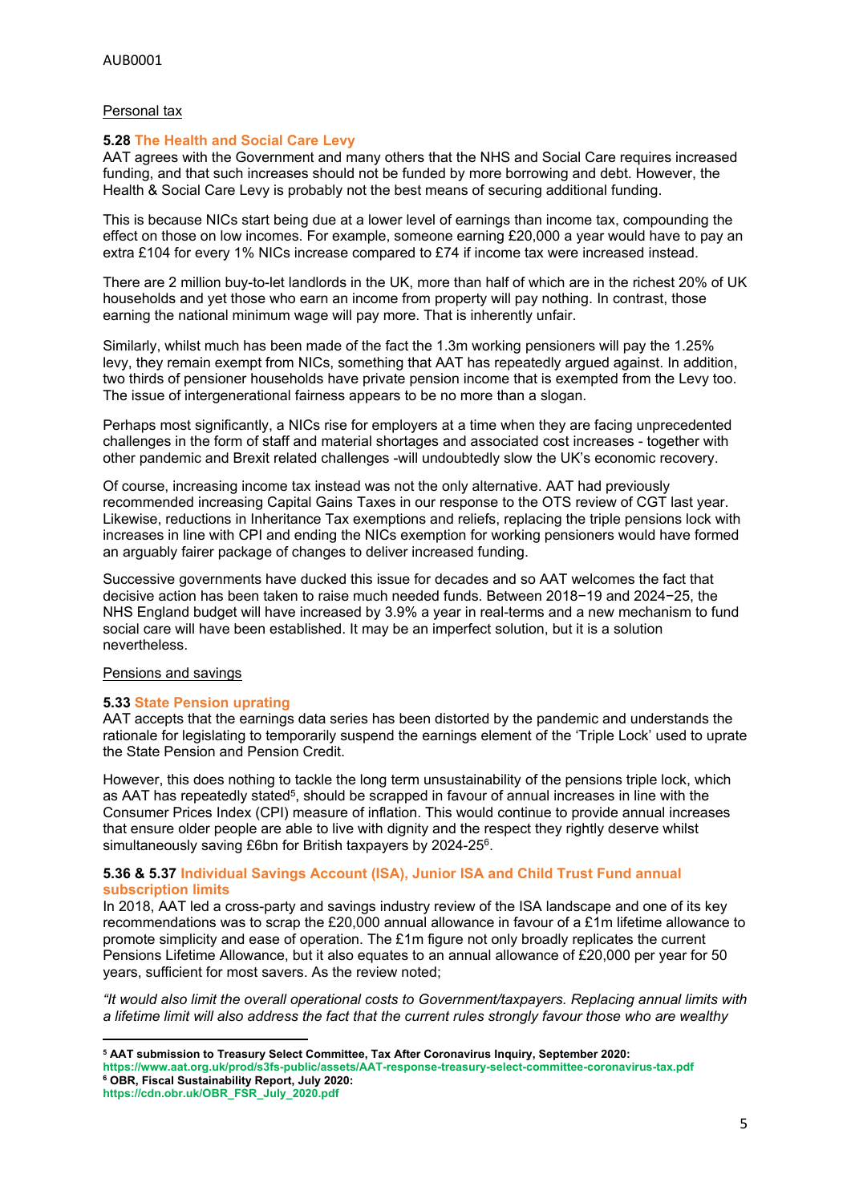Personal tax

**5.28 The Health and Social Care Levy**
AAT agrees with the Government and many others that the NHS and Social Care requires increased funding, and that such increases should not be funded by more borrowing and debt. However, the Health & Social Care Levy is probably not the best means of securing additional funding.

This is because NICs start being due at a lower level of earnings than income tax, compounding the effect on those on low incomes. For example, someone earning £20,000 a year would have to pay an extra £104 for every 1% NICs increase compared to £74 if income tax were increased instead.

There are 2 million buy-to-let landlords in the UK, more than half of which are in the richest 20% of UK households and yet those who earn an income from property will pay nothing. In contrast, those earning the national minimum wage will pay more. That is inherently unfair.

Similarly, whilst much has been made of the fact the 1.3m working pensioners will pay the 1.25% levy, they remain exempt from NICs, something that AAT has repeatedly argued against. In addition, two thirds of pensioner households have private pension income that is exempted from the Levy too. The issue of intergenerational fairness appears to be no more than a slogan.

Perhaps most significantly, a NICs rise for employers at a time when they are facing unprecedented challenges in the form of staff and material shortages and associated cost increases - together with other pandemic and Brexit related challenges -will undoubtedly slow the UK's economic recovery.

Of course, increasing income tax instead was not the only alternative. AAT had previously recommended increasing Capital Gains Taxes in our response to the OTS review of CGT last year. Likewise, reductions in Inheritance Tax exemptions and reliefs, replacing the triple pensions lock with increases in line with CPI and ending the NICs exemption for working pensioners would have formed an arguably fairer package of changes to deliver increased funding.

Successive governments have ducked this issue for decades and so AAT welcomes the fact that decisive action has been taken to raise much needed funds. Between 2018−19 and 2024−25, the NHS England budget will have increased by 3.9% a year in real-terms and a new mechanism to fund social care will have been established. It may be an imperfect solution, but it is a solution nevertheless.

Pensions and savings

**5.33 State Pension uprating**
AAT accepts that the earnings data series has been distorted by the pandemic and understands the rationale for legislating to temporarily suspend the earnings element of the 'Triple Lock' used to uprate the State Pension and Pension Credit.

However, this does nothing to tackle the long term unsustainability of the pensions triple lock, which as AAT has repeatedly stated[5], should be scrapped in favour of annual increases in line with the Consumer Prices Index (CPI) measure of inflation. This would continue to provide annual increases that ensure older people are able to live with dignity and the respect they rightly deserve whilst simultaneously saving £6bn for British taxpayers by 2024-25[6].

**5.36 & 5.37 Individual Savings Account (ISA), Junior ISA and Child Trust Fund annual subscription limits**
In 2018, AAT led a cross-party and savings industry review of the ISA landscape and one of its key recommendations was to scrap the £20,000 annual allowance in favour of a £1m lifetime allowance to promote simplicity and ease of operation. The £1m figure not only broadly replicates the current Pensions Lifetime Allowance, but it also equates to an annual allowance of £20,000 per year for 50 years, sufficient for most savers. As the review noted;

*"It would also limit the overall operational costs to Government/taxpayers. Replacing annual limits with a lifetime limit will also address the fact that the current rules strongly favour those who are wealthy*

---

[5] **AAT submission to Treasury Select Committee, Tax After Coronavirus Inquiry, September 2020:**
**https://www.aat.org.uk/prod/s3fs-public/assets/AAT-response-treasury-select-committee-coronavirus-tax.pdf**
[6] **OBR, Fiscal Sustainability Report, July 2020:**
**https://cdn.obr.uk/OBR_FSR_July_2020.pdf**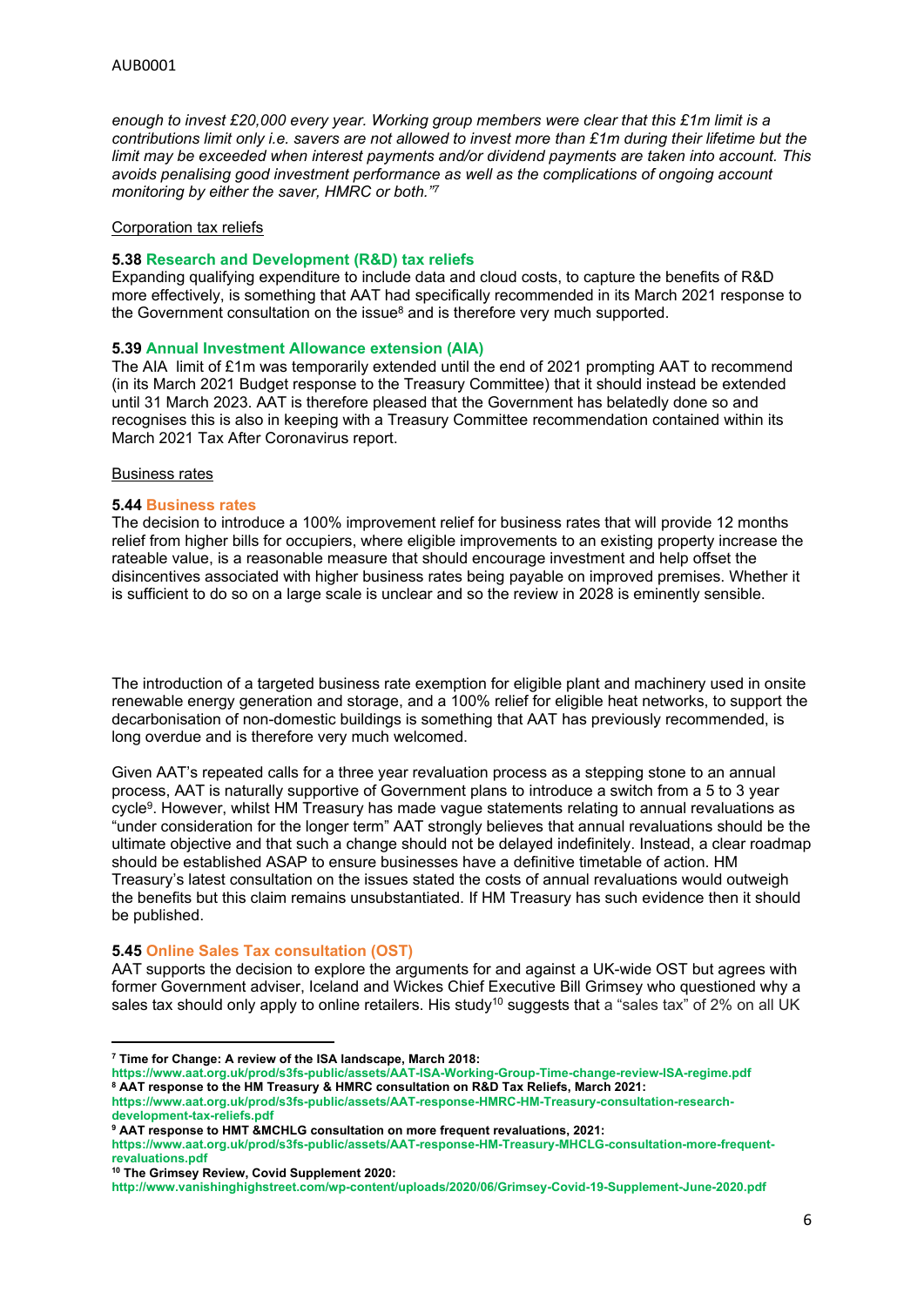*enough to invest £20,000 every year. Working group members were clear that this £1m limit is a contributions limit only i.e. savers are not allowed to invest more than £1m during their lifetime but the limit may be exceeded when interest payments and/or dividend payments are taken into account. This avoids penalising good investment performance as well as the complications of ongoing account monitoring by either the saver, HMRC or both."*[7]

Corporation tax reliefs

**5.38 Research and Development (R&D) tax reliefs**

Expanding qualifying expenditure to include data and cloud costs, to capture the benefits of R&D more effectively, is something that AAT had specifically recommended in its March 2021 response to the Government consultation on the issue[8] and is therefore very much supported.

**5.39 Annual Investment Allowance extension (AIA)**

The AIA limit of £1m was temporarily extended until the end of 2021 prompting AAT to recommend (in its March 2021 Budget response to the Treasury Committee) that it should instead be extended until 31 March 2023. AAT is therefore pleased that the Government has belatedly done so and recognises this is also in keeping with a Treasury Committee recommendation contained within its March 2021 Tax After Coronavirus report.

Business rates

**5.44 Business rates**

The decision to introduce a 100% improvement relief for business rates that will provide 12 months relief from higher bills for occupiers, where eligible improvements to an existing property increase the rateable value, is a reasonable measure that should encourage investment and help offset the disincentives associated with higher business rates being payable on improved premises. Whether it is sufficient to do so on a large scale is unclear and so the review in 2028 is eminently sensible.

The introduction of a targeted business rate exemption for eligible plant and machinery used in onsite renewable energy generation and storage, and a 100% relief for eligible heat networks, to support the decarbonisation of non-domestic buildings is something that AAT has previously recommended, is long overdue and is therefore very much welcomed.

Given AAT's repeated calls for a three year revaluation process as a stepping stone to an annual process, AAT is naturally supportive of Government plans to introduce a switch from a 5 to 3 year cycle[9]. However, whilst HM Treasury has made vague statements relating to annual revaluations as "under consideration for the longer term" AAT strongly believes that annual revaluations should be the ultimate objective and that such a change should not be delayed indefinitely. Instead, a clear roadmap should be established ASAP to ensure businesses have a definitive timetable of action. HM Treasury's latest consultation on the issues stated the costs of annual revaluations would outweigh the benefits but this claim remains unsubstantiated. If HM Treasury has such evidence then it should be published.

**5.45 Online Sales Tax consultation (OST)**

AAT supports the decision to explore the arguments for and against a UK-wide OST but agrees with former Government adviser, Iceland and Wickes Chief Executive Bill Grimsey who questioned why a sales tax should only apply to online retailers. His study[10] suggests that a "sales tax" of 2% on all UK

---

[7] **Time for Change: A review of the ISA landscape, March 2018:** https://www.aat.org.uk/prod/s3fs-public/assets/AAT-ISA-Working-Group-Time-change-review-ISA-regime.pdf

[8] **AAT response to the HM Treasury & HMRC consultation on R&D Tax Reliefs, March 2021:** https://www.aat.org.uk/prod/s3fs-public/assets/AAT-response-HMRC-HM-Treasury-consultation-research-development-tax-reliefs.pdf

[9] **AAT response to HMT &MCHLG consultation on more frequent revaluations, 2021:** https://www.aat.org.uk/prod/s3fs-public/assets/AAT-response-HM-Treasury-MHCLG-consultation-more-frequent-revaluations.pdf

[10] **The Grimsey Review, Covid Supplement 2020:** http://www.vanishinghighstreet.com/wp-content/uploads/2020/06/Grimsey-Covid-19-Supplement-June-2020.pdf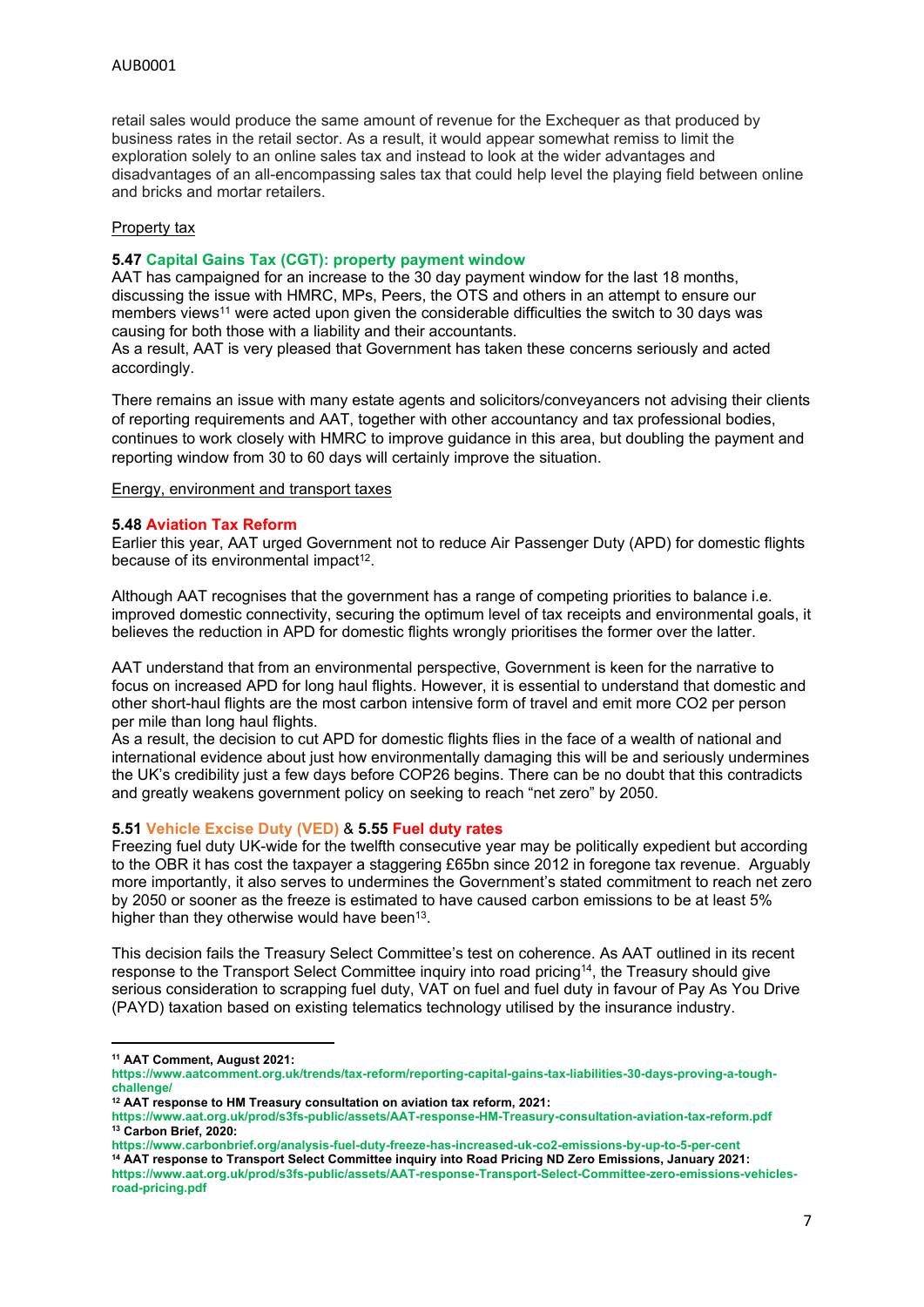retail sales would produce the same amount of revenue for the Exchequer as that produced by business rates in the retail sector. As a result, it would appear somewhat remiss to limit the exploration solely to an online sales tax and instead to look at the wider advantages and disadvantages of an all-encompassing sales tax that could help level the playing field between online and bricks and mortar retailers.

Property tax

**5.47 Capital Gains Tax (CGT): property payment window**

AAT has campaigned for an increase to the 30 day payment window for the last 18 months, discussing the issue with HMRC, MPs, Peers, the OTS and others in an attempt to ensure our members views[11] were acted upon given the considerable difficulties the switch to 30 days was causing for both those with a liability and their accountants.

As a result, AAT is very pleased that Government has taken these concerns seriously and acted accordingly.

There remains an issue with many estate agents and solicitors/conveyancers not advising their clients of reporting requirements and AAT, together with other accountancy and tax professional bodies, continues to work closely with HMRC to improve guidance in this area, but doubling the payment and reporting window from 30 to 60 days will certainly improve the situation.

Energy, environment and transport taxes

**5.48 Aviation Tax Reform**

Earlier this year, AAT urged Government not to reduce Air Passenger Duty (APD) for domestic flights because of its environmental impact[12].

Although AAT recognises that the government has a range of competing priorities to balance i.e. improved domestic connectivity, securing the optimum level of tax receipts and environmental goals, it believes the reduction in APD for domestic flights wrongly prioritises the former over the latter.

AAT understand that from an environmental perspective, Government is keen for the narrative to focus on increased APD for long haul flights. However, it is essential to understand that domestic and other short-haul flights are the most carbon intensive form of travel and emit more CO2 per person per mile than long haul flights.

As a result, the decision to cut APD for domestic flights flies in the face of a wealth of national and international evidence about just how environmentally damaging this will be and seriously undermines the UK's credibility just a few days before COP26 begins. There can be no doubt that this contradicts and greatly weakens government policy on seeking to reach "net zero" by 2050.

**5.51 Vehicle Excise Duty (VED) & 5.55 Fuel duty rates**

Freezing fuel duty UK-wide for the twelfth consecutive year may be politically expedient but according to the OBR it has cost the taxpayer a staggering £65bn since 2012 in foregone tax revenue. Arguably more importantly, it also serves to undermines the Government's stated commitment to reach net zero by 2050 or sooner as the freeze is estimated to have caused carbon emissions to be at least 5% higher than they otherwise would have been[13].

This decision fails the Treasury Select Committee's test on coherence. As AAT outlined in its recent response to the Transport Select Committee inquiry into road pricing[14], the Treasury should give serious consideration to scrapping fuel duty, VAT on fuel and fuel duty in favour of Pay As You Drive (PAYD) taxation based on existing telematics technology utilised by the insurance industry.

---

[11] **AAT Comment, August 2021:**
**https://www.aatcomment.org.uk/trends/tax-reform/reporting-capital-gains-tax-liabilities-30-days-proving-a-tough-challenge/**

[12] **AAT response to HM Treasury consultation on aviation tax reform, 2021:**
**https://www.aat.org.uk/prod/s3fs-public/assets/AAT-response-HM-Treasury-consultation-aviation-tax-reform.pdf**

[13] **Carbon Brief, 2020:**
**https://www.carbonbrief.org/analysis-fuel-duty-freeze-has-increased-uk-co2-emissions-by-up-to-5-per-cent**

[14] **AAT response to Transport Select Committee inquiry into Road Pricing ND Zero Emissions, January 2021:**
**https://www.aat.org.uk/prod/s3fs-public/assets/AAT-response-Transport-Select-Committee-zero-emissions-vehicles-road-pricing.pdf**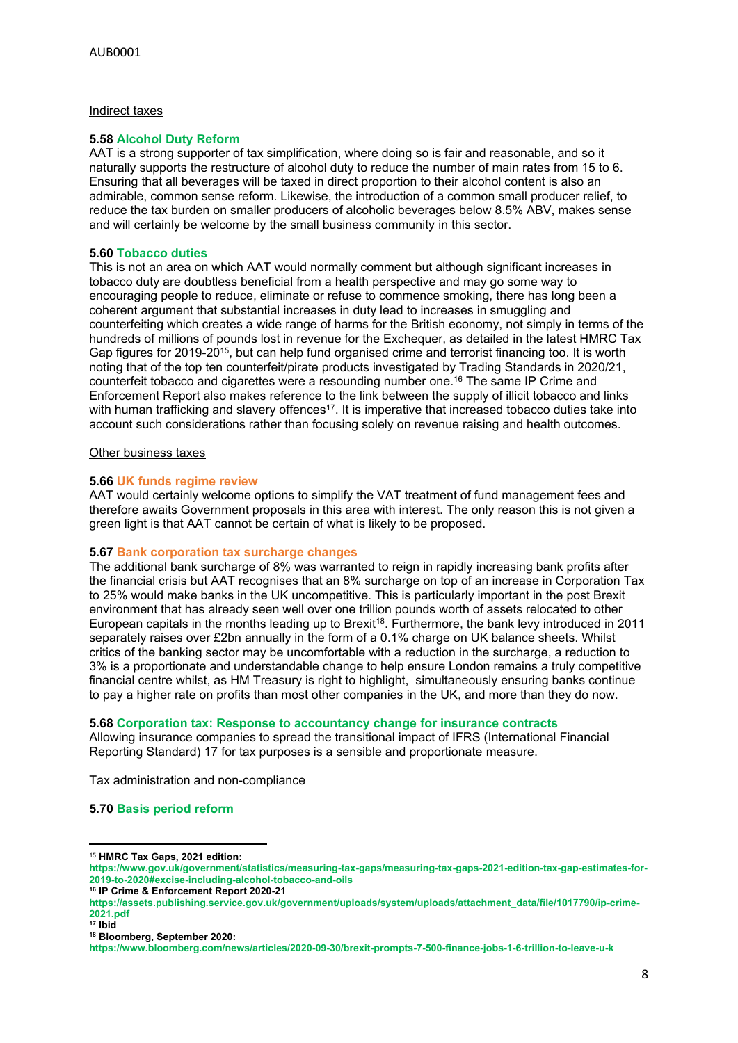Indirect taxes

**5.58 Alcohol Duty Reform**
AAT is a strong supporter of tax simplification, where doing so is fair and reasonable, and so it naturally supports the restructure of alcohol duty to reduce the number of main rates from 15 to 6. Ensuring that all beverages will be taxed in direct proportion to their alcohol content is also an admirable, common sense reform. Likewise, the introduction of a common small producer relief, to reduce the tax burden on smaller producers of alcoholic beverages below 8.5% ABV, makes sense and will certainly be welcome by the small business community in this sector.

**5.60 Tobacco duties**
This is not an area on which AAT would normally comment but although significant increases in tobacco duty are doubtless beneficial from a health perspective and may go some way to encouraging people to reduce, eliminate or refuse to commence smoking, there has long been a coherent argument that substantial increases in duty lead to increases in smuggling and counterfeiting which creates a wide range of harms for the British economy, not simply in terms of the hundreds of millions of pounds lost in revenue for the Exchequer, as detailed in the latest HMRC Tax Gap figures for 2019-20[15], but can help fund organised crime and terrorist financing too. It is worth noting that of the top ten counterfeit/pirate products investigated by Trading Standards in 2020/21, counterfeit tobacco and cigarettes were a resounding number one.[16] The same IP Crime and Enforcement Report also makes reference to the link between the supply of illicit tobacco and links with human trafficking and slavery offences[17]. It is imperative that increased tobacco duties take into account such considerations rather than focusing solely on revenue raising and health outcomes.

Other business taxes

**5.66 UK funds regime review**
AAT would certainly welcome options to simplify the VAT treatment of fund management fees and therefore awaits Government proposals in this area with interest. The only reason this is not given a green light is that AAT cannot be certain of what is likely to be proposed.

**5.67 Bank corporation tax surcharge changes**
The additional bank surcharge of 8% was warranted to reign in rapidly increasing bank profits after the financial crisis but AAT recognises that an 8% surcharge on top of an increase in Corporation Tax to 25% would make banks in the UK uncompetitive. This is particularly important in the post Brexit environment that has already seen well over one trillion pounds worth of assets relocated to other European capitals in the months leading up to Brexit[18]. Furthermore, the bank levy introduced in 2011 separately raises over £2bn annually in the form of a 0.1% charge on UK balance sheets. Whilst critics of the banking sector may be uncomfortable with a reduction in the surcharge, a reduction to 3% is a proportionate and understandable change to help ensure London remains a truly competitive financial centre whilst, as HM Treasury is right to highlight, simultaneously ensuring banks continue to pay a higher rate on profits than most other companies in the UK, and more than they do now.

**5.68 Corporation tax: Response to accountancy change for insurance contracts**
Allowing insurance companies to spread the transitional impact of IFRS (International Financial Reporting Standard) 17 for tax purposes is a sensible and proportionate measure.

Tax administration and non-compliance

**5.70 Basis period reform**

---

[15] **HMRC Tax Gaps, 2021 edition:**
**https://www.gov.uk/government/statistics/measuring-tax-gaps/measuring-tax-gaps-2021-edition-tax-gap-estimates-for-2019-to-2020#excise-including-alcohol-tobacco-and-oils**

[16] **IP Crime & Enforcement Report 2020-21**
**https://assets.publishing.service.gov.uk/government/uploads/system/uploads/attachment_data/file/1017790/ip-crime-2021.pdf**

[17] **Ibid**

[18] **Bloomberg, September 2020:**
**https://www.bloomberg.com/news/articles/2020-09-30/brexit-prompts-7-500-finance-jobs-1-6-trillion-to-leave-u-k**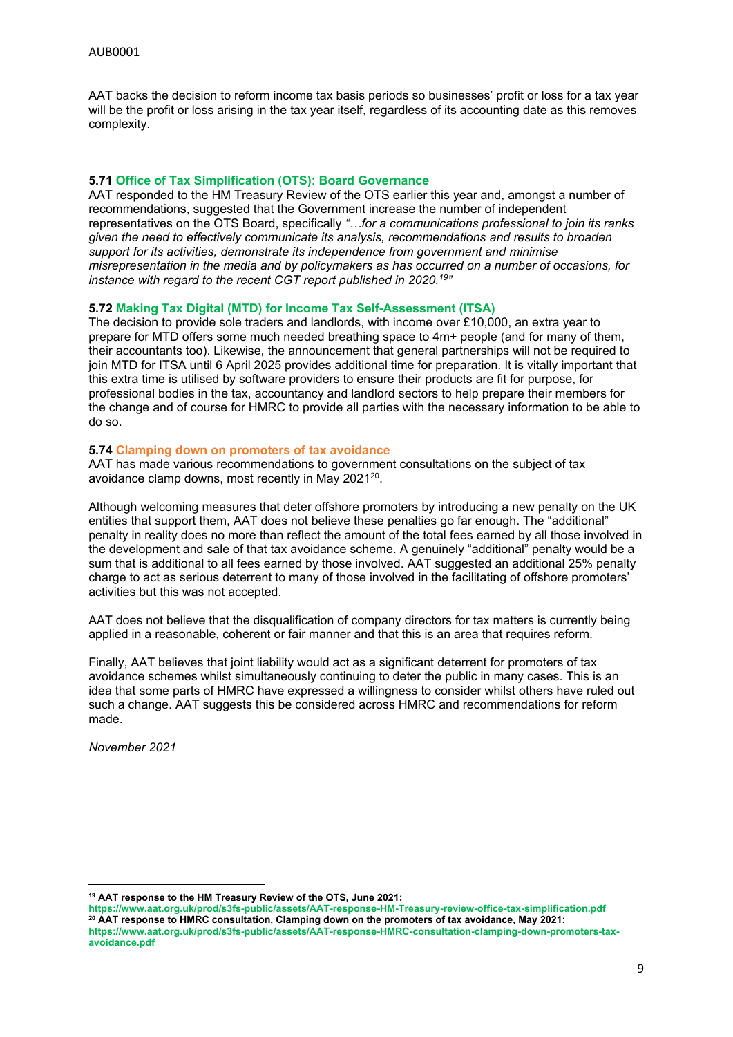AAT backs the decision to reform income tax basis periods so businesses' profit or loss for a tax year will be the profit or loss arising in the tax year itself, regardless of its accounting date as this removes complexity.

**5.71 Office of Tax Simplification (OTS): Board Governance**

AAT responded to the HM Treasury Review of the OTS earlier this year and, amongst a number of recommendations, suggested that the Government increase the number of independent representatives on the OTS Board, specifically *"…for a communications professional to join its ranks given the need to effectively communicate its analysis, recommendations and results to broaden support for its activities, demonstrate its independence from government and minimise misrepresentation in the media and by policymakers as has occurred on a number of occasions, for instance with regard to the recent CGT report published in 2020.[19]"*

**5.72 Making Tax Digital (MTD) for Income Tax Self-Assessment (ITSA)**

The decision to provide sole traders and landlords, with income over £10,000, an extra year to prepare for MTD offers some much needed breathing space to 4m+ people (and for many of them, their accountants too). Likewise, the announcement that general partnerships will not be required to join MTD for ITSA until 6 April 2025 provides additional time for preparation. It is vitally important that this extra time is utilised by software providers to ensure their products are fit for purpose, for professional bodies in the tax, accountancy and landlord sectors to help prepare their members for the change and of course for HMRC to provide all parties with the necessary information to be able to do so.

**5.74 Clamping down on promoters of tax avoidance**

AAT has made various recommendations to government consultations on the subject of tax avoidance clamp downs, most recently in May 2021[20].

Although welcoming measures that deter offshore promoters by introducing a new penalty on the UK entities that support them, AAT does not believe these penalties go far enough. The "additional" penalty in reality does no more than reflect the amount of the total fees earned by all those involved in the development and sale of that tax avoidance scheme. A genuinely "additional" penalty would be a sum that is additional to all fees earned by those involved. AAT suggested an additional 25% penalty charge to act as serious deterrent to many of those involved in the facilitating of offshore promoters' activities but this was not accepted.

AAT does not believe that the disqualification of company directors for tax matters is currently being applied in a reasonable, coherent or fair manner and that this is an area that requires reform.

Finally, AAT believes that joint liability would act as a significant deterrent for promoters of tax avoidance schemes whilst simultaneously continuing to deter the public in many cases. This is an idea that some parts of HMRC have expressed a willingness to consider whilst others have ruled out such a change. AAT suggests this be considered across HMRC and recommendations for reform made.

*November 2021*

---

[19] **AAT response to the HM Treasury Review of the OTS, June 2021:**
**https://www.aat.org.uk/prod/s3fs-public/assets/AAT-response-HM-Treasury-review-office-tax-simplification.pdf**

[20] **AAT response to HMRC consultation, Clamping down on the promoters of tax avoidance, May 2021:**
**https://www.aat.org.uk/prod/s3fs-public/assets/AAT-response-HMRC-consultation-clamping-down-promoters-tax-avoidance.pdf**